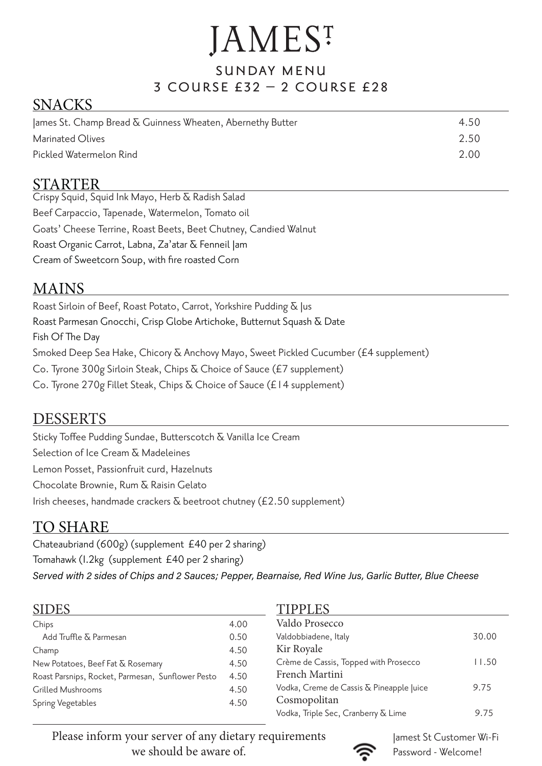# JAMES ST

## SUNDAY MENU
## 3 COURSE £32 – 2 COURSE £28

## SNACKS

| | |
|---|---|
| James St. Champ Bread & Guinness Wheaten, Abernethy Butter | 4.50 |
| Marinated Olives | 2.50 |
| Pickled Watermelon Rind | 2.00 |

## STARTER

Crispy Squid, Squid Ink Mayo, Herb & Radish Salad
Beef Carpaccio, Tapenade, Watermelon, Tomato oil
Goats' Cheese Terrine, Roast Beets, Beet Chutney, Candied Walnut
Roast Organic Carrot, Labna, Za'atar & Fenneil Jam
Cream of Sweetcorn Soup, with fire roasted Corn

## MAINS

Roast Sirloin of Beef, Roast Potato, Carrot, Yorkshire Pudding & Jus
Roast Parmesan Gnocchi, Crisp Globe Artichoke, Butternut Squash & Date
Fish Of The Day
Smoked Deep Sea Hake, Chicory & Anchovy Mayo, Sweet Pickled Cucumber (£4 supplement)
Co. Tyrone 300g Sirloin Steak, Chips & Choice of Sauce (£7 supplement)
Co. Tyrone 270g Fillet Steak, Chips & Choice of Sauce (£14 supplement)

## DESSERTS

Sticky Toffee Pudding Sundae, Butterscotch & Vanilla Ice Cream
Selection of Ice Cream & Madeleines
Lemon Posset, Passionfruit curd, Hazelnuts
Chocolate Brownie, Rum & Raisin Gelato
Irish cheeses, handmade crackers & beetroot chutney (£2.50 supplement)

## TO SHARE

Chateaubriand (600g) (supplement £40 per 2 sharing)
Tomahawk (1.2kg (supplement £40 per 2 sharing)
*Served with 2 sides of Chips and 2 Sauces; Pepper, Bearnaise, Red Wine Jus, Garlic Butter, Blue Cheese*

## SIDES

| | |
|---|---|
| Chips | 4.00 |
| Add Truffle & Parmesan | 0.50 |
| Champ | 4.50 |
| New Potatoes, Beef Fat & Rosemary | 4.50 |
| Roast Parsnips, Rocket, Parmesan, Sunflower Pesto | 4.50 |
| Grilled Mushrooms | 4.50 |
| Spring Vegetables | 4.50 |

## TIPPLES

| | |
|---|---|
| **Valdo Prosecco** | |
| Valdobbiadene, Italy | 30.00 |
| **Kir Royale** | |
| Crème de Cassis, Topped with Prosecco | 11.50 |
| **French Martini** | |
| Vodka, Creme de Cassis & Pineapple Juice | 9.75 |
| **Cosmopolitan** | |
| Vodka, Triple Sec, Cranberry & Lime | 9.75 |

Please inform your server of any dietary requirements we should be aware of.

Jamest St Customer Wi-Fi
Password - Welcome!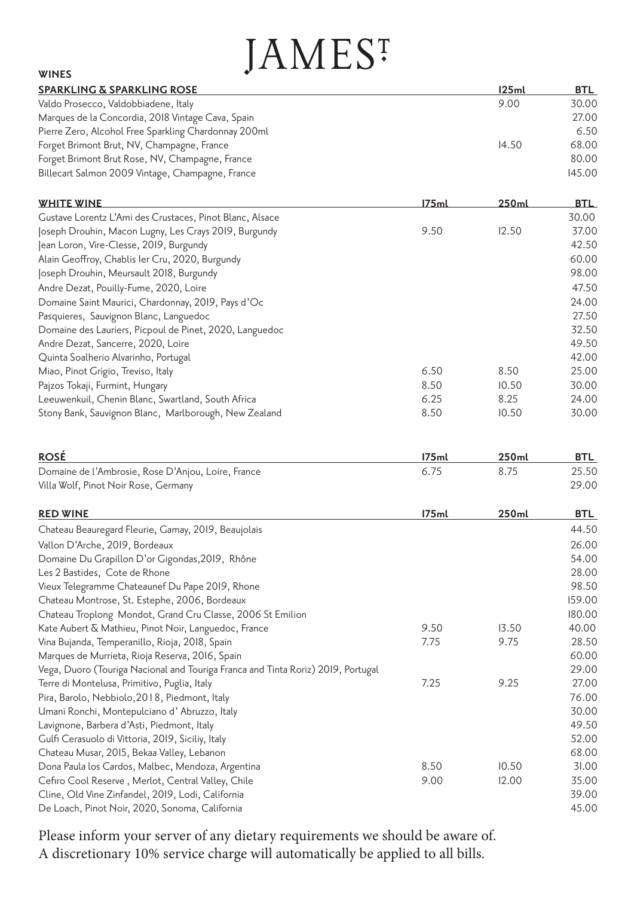# JAMES^T

## WINES

| SPARKLING & SPARKLING ROSE | 125ml | BTL |
|---|---|---|
| Valdo Prosecco, Valdobbiadene, Italy | 9.00 | 30.00 |
| Marques de la Concordia, 2018 Vintage Cava, Spain | | 27.00 |
| Pierre Zero, Alcohol Free Sparkling Chardonnay 200ml | | 6.50 |
| Forget Brimont Brut, NV, Champagne, France | 14.50 | 68.00 |
| Forget Brimont Brut Rose, NV, Champagne, France | | 80.00 |
| Billecart Salmon 2009 Vintage, Champagne, France | | 145.00 |

| WHITE WINE | 175ml | 250ml | BTL |
|---|---|---|---|
| Gustave Lorentz L'Ami des Crustaces, Pinot Blanc, Alsace | | | 30.00 |
| Joseph Drouhin, Macon Lugny, Les Crays 2019, Burgundy | 9.50 | 12.50 | 37.00 |
| Jean Loron, Vire-Clesse, 2019, Burgundy | | | 42.50 |
| Alain Geoffroy, Chablis Ier Cru, 2020, Burgundy | | | 60.00 |
| Joseph Drouhin, Meursault 2018, Burgundy | | | 98.00 |
| Andre Dezat, Pouilly-Fume, 2020, Loire | | | 47.50 |
| Domaine Saint Maurici, Chardonnay, 2019, Pays d'Oc | | | 24.00 |
| Pasquieres, Sauvignon Blanc, Languedoc | | | 27.50 |
| Domaine des Lauriers, Picpoul de Pinet, 2020, Languedoc | | | 32.50 |
| Andre Dezat, Sancerre, 2020, Loire | | | 49.50 |
| Quinta Soalherio Alvarinho, Portugal | | | 42.00 |
| Miao, Pinot Grigio, Treviso, Italy | 6.50 | 8.50 | 25.00 |
| Pajzos Tokaji, Furmint, Hungary | 8.50 | 10.50 | 30.00 |
| Leeuwenkuil, Chenin Blanc, Swartland, South Africa | 6.25 | 8.25 | 24.00 |
| Stony Bank, Sauvignon Blanc, Marlborough, New Zealand | 8.50 | 10.50 | 30.00 |

| ROSÉ | 175ml | 250ml | BTL |
|---|---|---|---|
| Domaine de l'Ambrosie, Rose D'Anjou, Loire, France | 6.75 | 8.75 | 25.50 |
| Villa Wolf, Pinot Noir Rose, Germany | | | 29.00 |

| RED WINE | 175ml | 250ml | BTL |
|---|---|---|---|
| Chateau Beauregard Fleurie, Gamay, 2019, Beaujolais | | | 44.50 |
| Vallon D'Arche, 2019, Bordeaux | | | 26.00 |
| Domaine Du Grapillon D'or Gigondas,2019, Rhône | | | 54.00 |
| Les 2 Bastides, Cote de Rhone | | | 28.00 |
| Vieux Telegramme Chateaunef Du Pape 2019, Rhone | | | 98.50 |
| Chateau Montrose, St. Estephe, 2006, Bordeaux | | | 159.00 |
| Chateau Troplong Mondot, Grand Cru Classe, 2006 St Emilion | | | 180.00 |
| Kate Aubert & Mathieu, Pinot Noir, Languedoc, France | 9.50 | 13.50 | 40.00 |
| Vina Bujanda, Temperanillo, Rioja, 2018, Spain | 7.75 | 9.75 | 28.50 |
| Marques de Murrieta, Rioja Reserva, 2016, Spain | | | 60.00 |
| Vega, Duoro (Touriga Nacional and Touriga Franca and Tinta Roriz) 2019, Portugal | | | 29.00 |
| Terre di Montelusa, Primitivo, Puglia, Italy | 7.25 | 9.25 | 27.00 |
| Pira, Barolo, Nebbiolo,2018, Piedmont, Italy | | | 76.00 |
| Umani Ronchi, Montepulciano d' Abruzzo, Italy | | | 30.00 |
| Lavignone, Barbera d'Asti, Piedmont, Italy | | | 49.50 |
| Gulfi Cerasuolo di Vittoria, 2019, Siciliy, Italy | | | 52.00 |
| Chateau Musar, 2015, Bekaa Valley, Lebanon | | | 68.00 |
| Dona Paula los Cardos, Malbec, Mendoza, Argentina | 8.50 | 10.50 | 31.00 |
| Cefiro Cool Reserve , Merlot, Central Valley, Chile | 9.00 | 12.00 | 35.00 |
| Cline, Old Vine Zinfandel, 2019, Lodi, California | | | 39.00 |
| De Loach, Pinot Noir, 2020, Sonoma, California | | | 45.00 |

Please inform your server of any dietary requirements we should be aware of.
A discretionary 10% service charge will automatically be applied to all bills.